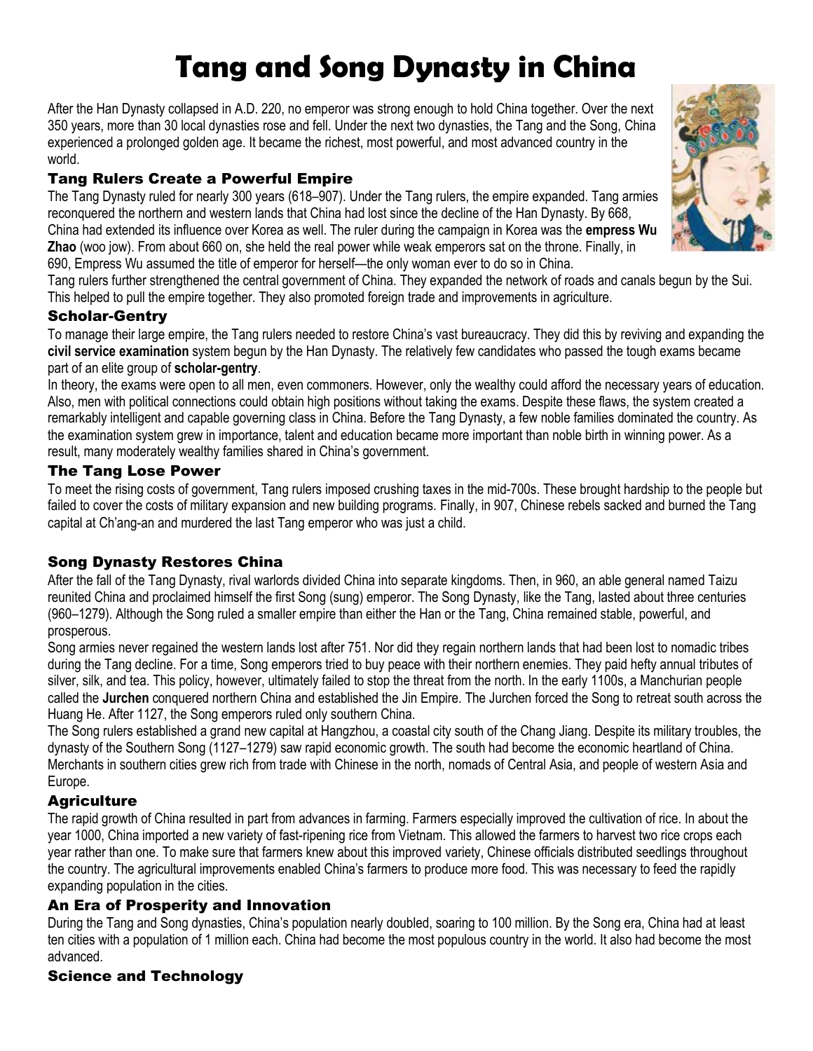# Tang and Song Dynasty in China

After the Han Dynasty collapsed in A.D. 220, no emperor was strong enough to hold China together. Over the next 350 years, more than 30 local dynasties rose and fell. Under the next two dynasties, the Tang and the Song, China experienced a prolonged golden age. It became the richest, most powerful, and most advanced country in the world.

## Tang Rulers Create a Powerful Empire

The Tang Dynasty ruled for nearly 300 years (618–907). Under the Tang rulers, the empire expanded. Tang armies reconquered the northern and western lands that China had lost since the decline of the Han Dynasty. By 668, China had extended its influence over Korea as well. The ruler during the campaign in Korea was the **empress Wu Zhao** (woo jow). From about 660 on, she held the real power while weak emperors sat on the throne. Finally, in 690, Empress Wu assumed the title of emperor for herself—the only woman ever to do so in China.

Tang rulers further strengthened the central government of China. They expanded the network of roads and canals begun by the Sui. This helped to pull the empire together. They also promoted foreign trade and improvements in agriculture.

## Scholar-Gentry

To manage their large empire, the Tang rulers needed to restore China's vast bureaucracy. They did this by reviving and expanding the **civil service examination** system begun by the Han Dynasty. The relatively few candidates who passed the tough exams became part of an elite group of **scholar-gentry**.

In theory, the exams were open to all men, even commoners. However, only the wealthy could afford the necessary years of education. Also, men with political connections could obtain high positions without taking the exams. Despite these flaws, the system created a remarkably intelligent and capable governing class in China. Before the Tang Dynasty, a few noble families dominated the country. As the examination system grew in importance, talent and education became more important than noble birth in winning power. As a result, many moderately wealthy families shared in China's government.

## The Tang Lose Power

To meet the rising costs of government, Tang rulers imposed crushing taxes in the mid-700s. These brought hardship to the people but failed to cover the costs of military expansion and new building programs. Finally, in 907, Chinese rebels sacked and burned the Tang capital at Ch'ang-an and murdered the last Tang emperor who was just a child.

## Song Dynasty Restores China

After the fall of the Tang Dynasty, rival warlords divided China into separate kingdoms. Then, in 960, an able general named Taizu reunited China and proclaimed himself the first Song (sung) emperor. The Song Dynasty, like the Tang, lasted about three centuries (960–1279). Although the Song ruled a smaller empire than either the Han or the Tang, China remained stable, powerful, and prosperous.

Song armies never regained the western lands lost after 751. Nor did they regain northern lands that had been lost to nomadic tribes during the Tang decline. For a time, Song emperors tried to buy peace with their northern enemies. They paid hefty annual tributes of silver, silk, and tea. This policy, however, ultimately failed to stop the threat from the north. In the early 1100s, a Manchurian people called the **Jurchen** conquered northern China and established the Jin Empire. The Jurchen forced the Song to retreat south across the Huang He. After 1127, the Song emperors ruled only southern China.

The Song rulers established a grand new capital at Hangzhou, a coastal city south of the Chang Jiang. Despite its military troubles, the dynasty of the Southern Song (1127–1279) saw rapid economic growth. The south had become the economic heartland of China. Merchants in southern cities grew rich from trade with Chinese in the north, nomads of Central Asia, and people of western Asia and Europe.

## Agriculture

The rapid growth of China resulted in part from advances in farming. Farmers especially improved the cultivation of rice. In about the year 1000, China imported a new variety of fast-ripening rice from Vietnam. This allowed the farmers to harvest two rice crops each year rather than one. To make sure that farmers knew about this improved variety, Chinese officials distributed seedlings throughout the country. The agricultural improvements enabled China's farmers to produce more food. This was necessary to feed the rapidly expanding population in the cities.

## An Era of Prosperity and Innovation

During the Tang and Song dynasties, China's population nearly doubled, soaring to 100 million. By the Song era, China had at least ten cities with a population of 1 million each. China had become the most populous country in the world. It also had become the most advanced.

## Science and Technology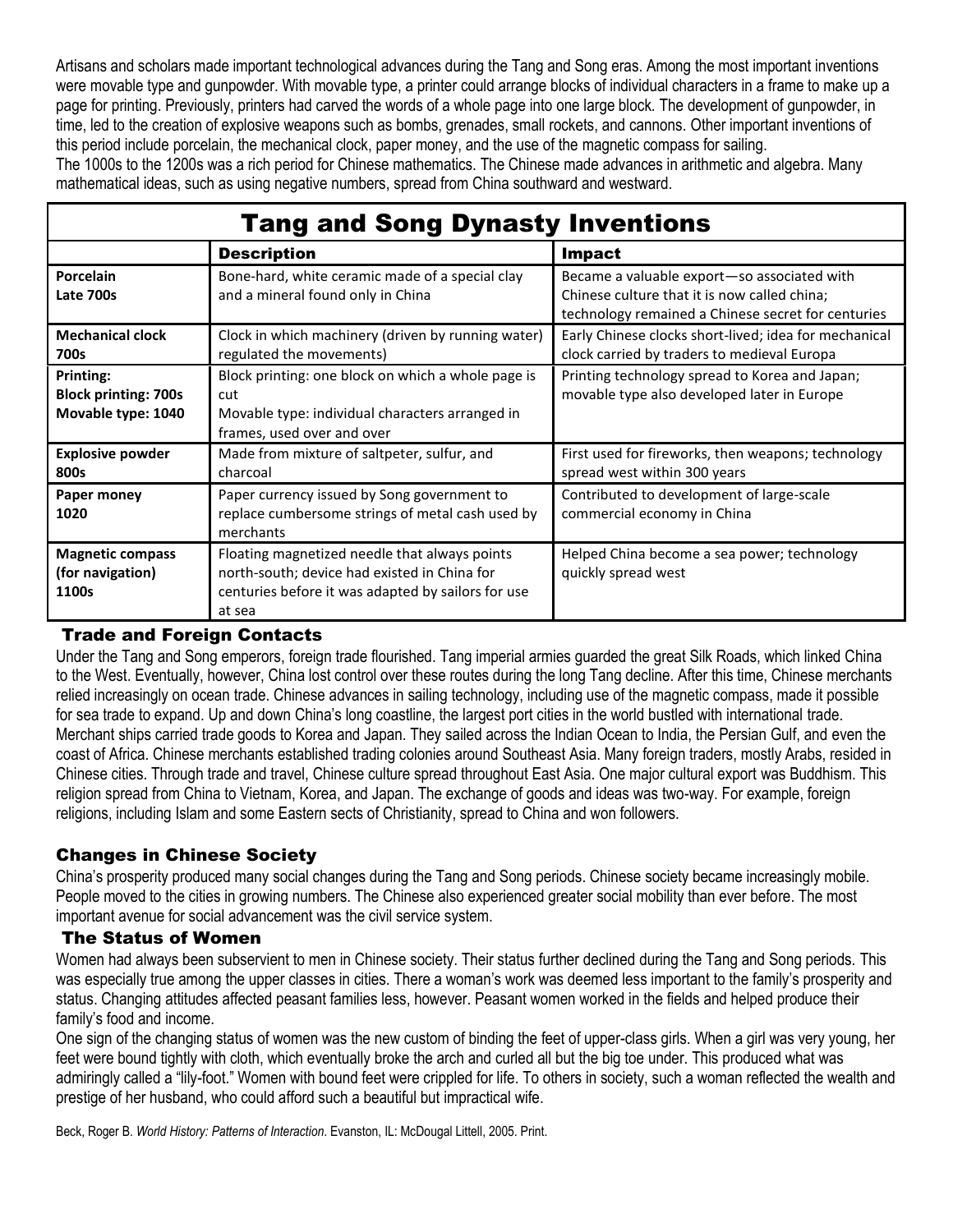Artisans and scholars made important technological advances during the Tang and Song eras. Among the most important inventions were movable type and gunpowder. With movable type, a printer could arrange blocks of individual characters in a frame to make up a page for printing. Previously, printers had carved the words of a whole page into one large block. The development of gunpowder, in time, led to the creation of explosive weapons such as bombs, grenades, small rockets, and cannons. Other important inventions of this period include porcelain, the mechanical clock, paper money, and the use of the magnetic compass for sailing.

The 1000s to the 1200s was a rich period for Chinese mathematics. The Chinese made advances in arithmetic and algebra. Many mathematical ideas, such as using negative numbers, spread from China southward and westward.

## Tang and Song Dynasty Inventions

| | Description | Impact |
|---|---|---|
| **Porcelain**<br>**Late 700s** | Bone-hard, white ceramic made of a special clay and a mineral found only in China | Became a valuable export—so associated with Chinese culture that it is now called china; technology remained a Chinese secret for centuries |
| **Mechanical clock**<br>**700s** | Clock in which machinery (driven by running water) regulated the movements) | Early Chinese clocks short-lived; idea for mechanical clock carried by traders to medieval Europa |
| **Printing:**<br>**Block printing: 700s**<br>**Movable type: 1040** | Block printing: one block on which a whole page is cut<br>Movable type: individual characters arranged in frames, used over and over | Printing technology spread to Korea and Japan; movable type also developed later in Europe |
| **Explosive powder**<br>**800s** | Made from mixture of saltpeter, sulfur, and charcoal | First used for fireworks, then weapons; technology spread west within 300 years |
| **Paper money**<br>**1020** | Paper currency issued by Song government to replace cumbersome strings of metal cash used by merchants | Contributed to development of large-scale commercial economy in China |
| **Magnetic compass (for navigation)**<br>**1100s** | Floating magnetized needle that always points north-south; device had existed in China for centuries before it was adapted by sailors for use at sea | Helped China become a sea power; technology quickly spread west |

### Trade and Foreign Contacts

Under the Tang and Song emperors, foreign trade flourished. Tang imperial armies guarded the great Silk Roads, which linked China to the West. Eventually, however, China lost control over these routes during the long Tang decline. After this time, Chinese merchants relied increasingly on ocean trade. Chinese advances in sailing technology, including use of the magnetic compass, made it possible for sea trade to expand. Up and down China's long coastline, the largest port cities in the world bustled with international trade. Merchant ships carried trade goods to Korea and Japan. They sailed across the Indian Ocean to India, the Persian Gulf, and even the coast of Africa. Chinese merchants established trading colonies around Southeast Asia. Many foreign traders, mostly Arabs, resided in Chinese cities. Through trade and travel, Chinese culture spread throughout East Asia. One major cultural export was Buddhism. This religion spread from China to Vietnam, Korea, and Japan. The exchange of goods and ideas was two-way. For example, foreign religions, including Islam and some Eastern sects of Christianity, spread to China and won followers.

### Changes in Chinese Society

China's prosperity produced many social changes during the Tang and Song periods. Chinese society became increasingly mobile. People moved to the cities in growing numbers. The Chinese also experienced greater social mobility than ever before. The most important avenue for social advancement was the civil service system.

### The Status of Women

Women had always been subservient to men in Chinese society. Their status further declined during the Tang and Song periods. This was especially true among the upper classes in cities. There a woman's work was deemed less important to the family's prosperity and status. Changing attitudes affected peasant families less, however. Peasant women worked in the fields and helped produce their family's food and income.

One sign of the changing status of women was the new custom of binding the feet of upper-class girls. When a girl was very young, her feet were bound tightly with cloth, which eventually broke the arch and curled all but the big toe under. This produced what was admiringly called a "lily-foot." Women with bound feet were crippled for life. To others in society, such a woman reflected the wealth and prestige of her husband, who could afford such a beautiful but impractical wife.

Beck, Roger B. *World History: Patterns of Interaction*. Evanston, IL: McDougal Littell, 2005. Print.